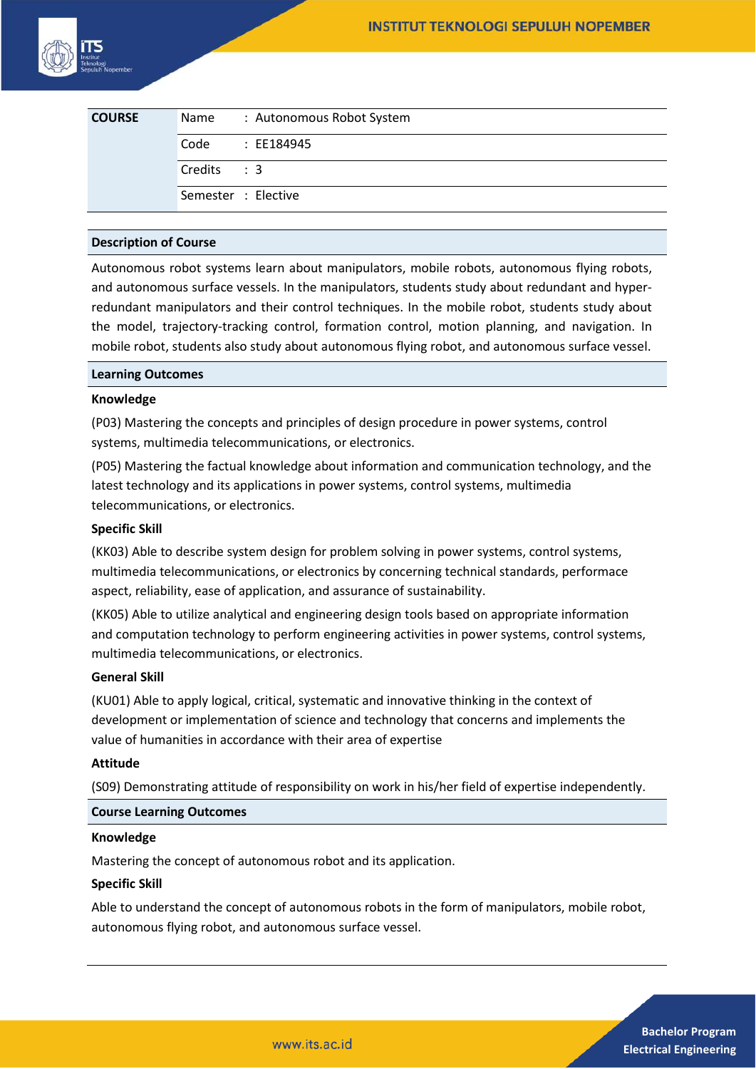| COURSE | Name | : Autonomous Robot System |
|---|---|---|
| | Code | : EE184945 |
| | Credits | : 3 |
| | Semester | : Elective |

## Description of Course

Autonomous robot systems learn about manipulators, mobile robots, autonomous flying robots, and autonomous surface vessels. In the manipulators, students study about redundant and hyper-redundant manipulators and their control techniques. In the mobile robot, students study about the model, trajectory-tracking control, formation control, motion planning, and navigation. In mobile robot, students also study about autonomous flying robot, and autonomous surface vessel.

## Learning Outcomes

### Knowledge

(P03) Mastering the concepts and principles of design procedure in power systems, control systems, multimedia telecommunications, or electronics.

(P05) Mastering the factual knowledge about information and communication technology, and the latest technology and its applications in power systems, control systems, multimedia telecommunications, or electronics.

### Specific Skill

(KK03) Able to describe system design for problem solving in power systems, control systems, multimedia telecommunications, or electronics by concerning technical standards, performace aspect, reliability, ease of application, and assurance of sustainability.

(KK05) Able to utilize analytical and engineering design tools based on appropriate information and computation technology to perform engineering activities in power systems, control systems, multimedia telecommunications, or electronics.

### General Skill

(KU01) Able to apply logical, critical, systematic and innovative thinking in the context of development or implementation of science and technology that concerns and implements the value of humanities in accordance with their area of expertise

### Attitude

(S09) Demonstrating attitude of responsibility on work in his/her field of expertise independently.

## Course Learning Outcomes

### Knowledge

Mastering the concept of autonomous robot and its application.

### Specific Skill

Able to understand the concept of autonomous robots in the form of manipulators, mobile robot, autonomous flying robot, and autonomous surface vessel.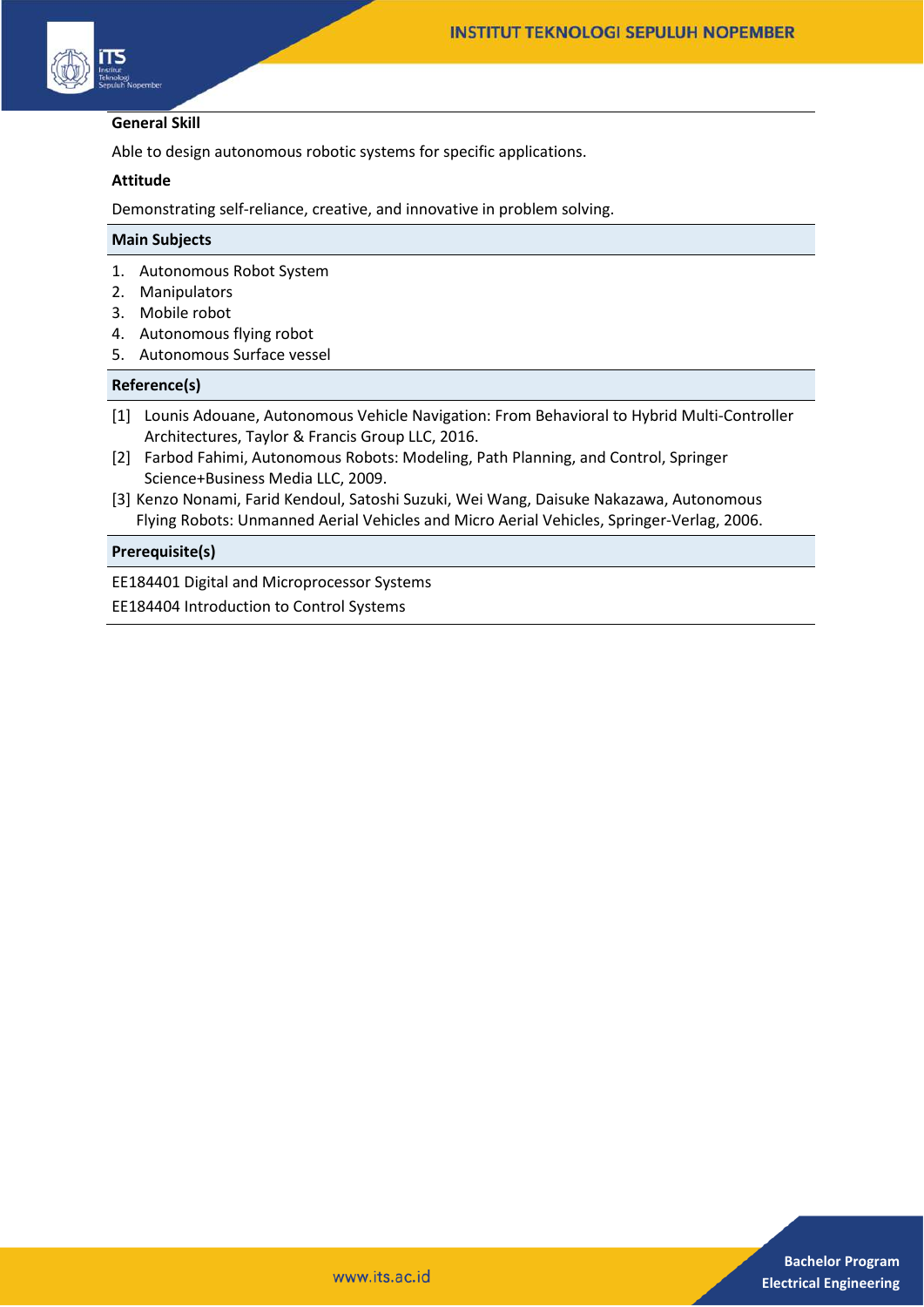**General Skill**

Able to design autonomous robotic systems for specific applications.

**Attitude**

Demonstrating self-reliance, creative, and innovative in problem solving.

**Main Subjects**

1. Autonomous Robot System
2. Manipulators
3. Mobile robot
4. Autonomous flying robot
5. Autonomous Surface vessel

**Reference(s)**

[1] Lounis Adouane, Autonomous Vehicle Navigation: From Behavioral to Hybrid Multi-Controller Architectures, Taylor & Francis Group LLC, 2016.

[2] Farbod Fahimi, Autonomous Robots: Modeling, Path Planning, and Control, Springer Science+Business Media LLC, 2009.

[3] Kenzo Nonami, Farid Kendoul, Satoshi Suzuki, Wei Wang, Daisuke Nakazawa, Autonomous Flying Robots: Unmanned Aerial Vehicles and Micro Aerial Vehicles, Springer-Verlag, 2006.

**Prerequisite(s)**

EE184401 Digital and Microprocessor Systems

EE184404 Introduction to Control Systems